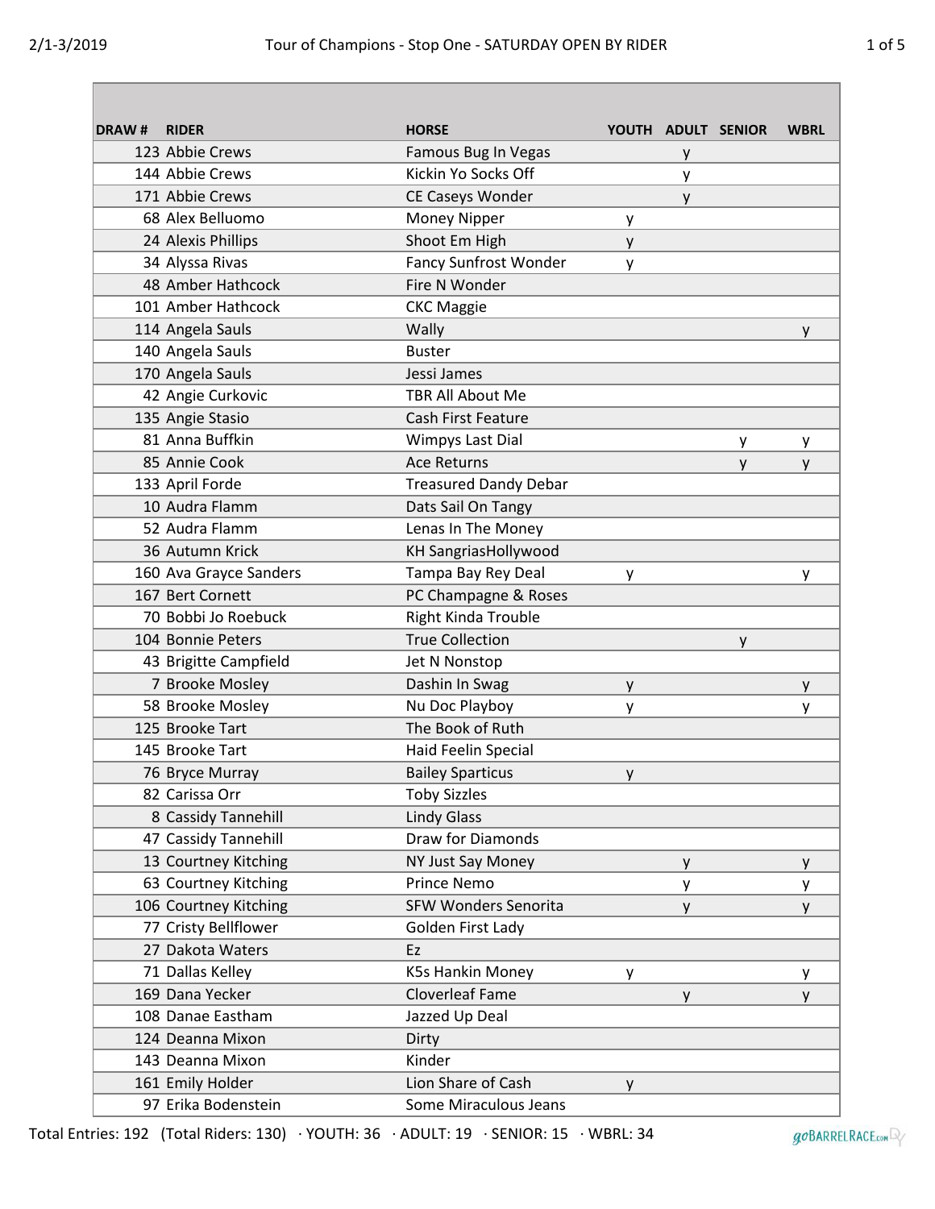# Tour of Champions - Stop One - SATURDAY OPEN BY RIDER

2/1-3/2019

| DRAW # | RIDER | HORSE | YOUTH | ADULT | SENIOR | WBRL |
|---|---|---|---|---|---|---|
| 123 | Abbie Crews | Famous Bug In Vegas | | y | | |
| 144 | Abbie Crews | Kickin Yo Socks Off | | y | | |
| 171 | Abbie Crews | CE Caseys Wonder | | y | | |
| 68 | Alex Belluomo | Money Nipper | y | | | |
| 24 | Alexis Phillips | Shoot Em High | y | | | |
| 34 | Alyssa Rivas | Fancy Sunfrost Wonder | y | | | |
| 48 | Amber Hathcock | Fire N Wonder | | | | |
| 101 | Amber Hathcock | CKC Maggie | | | | |
| 114 | Angela Sauls | Wally | | | | y |
| 140 | Angela Sauls | Buster | | | | |
| 170 | Angela Sauls | Jessi James | | | | |
| 42 | Angie Curkovic | TBR All About Me | | | | |
| 135 | Angie Stasio | Cash First Feature | | | | |
| 81 | Anna Buffkin | Wimpys Last Dial | | | y | y |
| 85 | Annie Cook | Ace Returns | | | y | y |
| 133 | April Forde | Treasured Dandy Debar | | | | |
| 10 | Audra Flamm | Dats Sail On Tangy | | | | |
| 52 | Audra Flamm | Lenas In The Money | | | | |
| 36 | Autumn Krick | KH SangriasHollywood | | | | |
| 160 | Ava Grayce Sanders | Tampa Bay Rey Deal | y | | | y |
| 167 | Bert Cornett | PC Champagne & Roses | | | | |
| 70 | Bobbi Jo Roebuck | Right Kinda Trouble | | | | |
| 104 | Bonnie Peters | True Collection | | | y | |
| 43 | Brigitte Campfield | Jet N Nonstop | | | | |
| 7 | Brooke Mosley | Dashin In Swag | y | | | y |
| 58 | Brooke Mosley | Nu Doc Playboy | y | | | y |
| 125 | Brooke Tart | The Book of Ruth | | | | |
| 145 | Brooke Tart | Haid Feelin Special | | | | |
| 76 | Bryce Murray | Bailey Sparticus | y | | | |
| 82 | Carissa Orr | Toby Sizzles | | | | |
| 8 | Cassidy Tannehill | Lindy Glass | | | | |
| 47 | Cassidy Tannehill | Draw for Diamonds | | | | |
| 13 | Courtney Kitching | NY Just Say Money | | y | | y |
| 63 | Courtney Kitching | Prince Nemo | | y | | y |
| 106 | Courtney Kitching | SFW Wonders Senorita | | y | | y |
| 77 | Cristy Bellflower | Golden First Lady | | | | |
| 27 | Dakota Waters | Ez | | | | |
| 71 | Dallas Kelley | K5s Hankin Money | y | | | y |
| 169 | Dana Yecker | Cloverleaf Fame | | y | | y |
| 108 | Danae Eastham | Jazzed Up Deal | | | | |
| 124 | Deanna Mixon | Dirty | | | | |
| 143 | Deanna Mixon | Kinder | | | | |
| 161 | Emily Holder | Lion Share of Cash | y | | | |
| 97 | Erika Bodenstein | Some Miraculous Jeans | | | | |

Total Entries: 192 (Total Riders: 130) · YOUTH: 36 · ADULT: 19 · SENIOR: 15 · WBRL: 34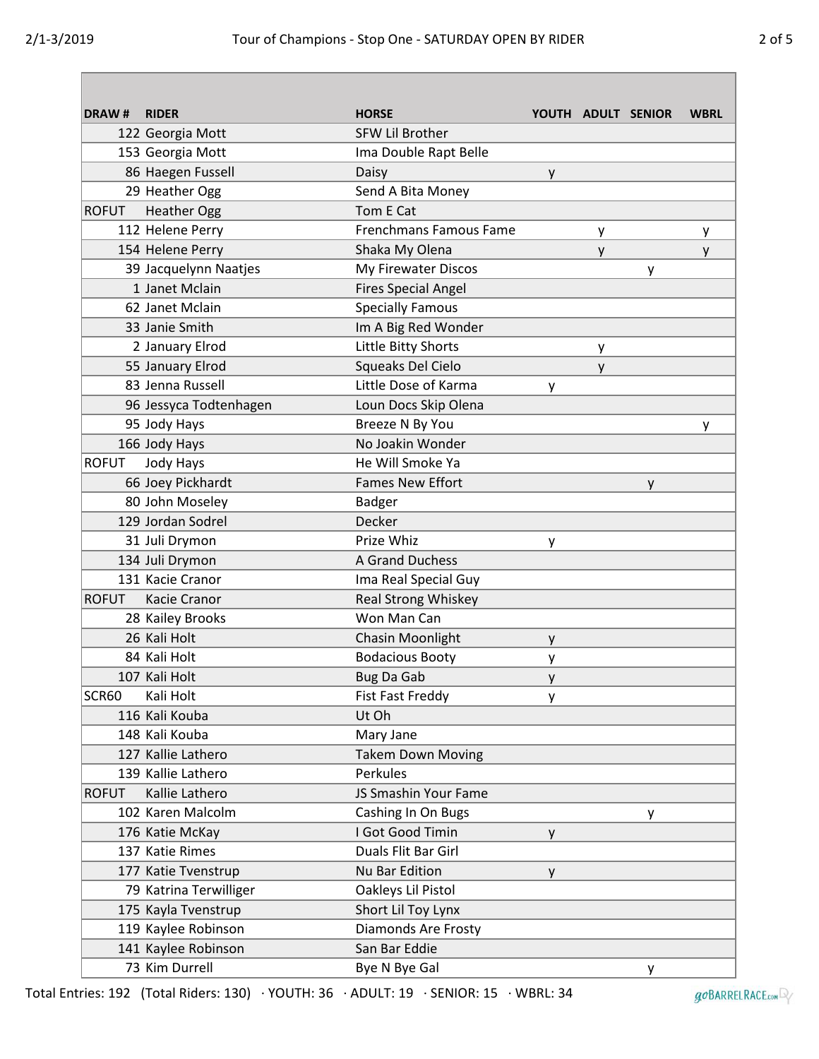| DRAW # | RIDER | HORSE | YOUTH | ADULT | SENIOR | WBRL |
|---|---|---|---|---|---|---|
| 122 | Georgia Mott | SFW Lil Brother | | | | |
| 153 | Georgia Mott | Ima Double Rapt Belle | | | | |
| 86 | Haegen Fussell | Daisy | y | | | |
| 29 | Heather Ogg | Send A Bita Money | | | | |
| ROFUT | Heather Ogg | Tom E Cat | | | | |
| 112 | Helene Perry | Frenchmans Famous Fame | | y | | y |
| 154 | Helene Perry | Shaka My Olena | | y | | y |
| 39 | Jacquelynn Naatjes | My Firewater Discos | | | y | |
| 1 | Janet Mclain | Fires Special Angel | | | | |
| 62 | Janet Mclain | Specially Famous | | | | |
| 33 | Janie Smith | Im A Big Red Wonder | | | | |
| 2 | January Elrod | Little Bitty Shorts | | y | | |
| 55 | January Elrod | Squeaks Del Cielo | | y | | |
| 83 | Jenna Russell | Little Dose of Karma | y | | | |
| 96 | Jessyca Todtenhagen | Loun Docs Skip Olena | | | | |
| 95 | Jody Hays | Breeze N By You | | | | y |
| 166 | Jody Hays | No Joakin Wonder | | | | |
| ROFUT | Jody Hays | He Will Smoke Ya | | | | |
| 66 | Joey Pickhardt | Fames New Effort | | | y | |
| 80 | John Moseley | Badger | | | | |
| 129 | Jordan Sodrel | Decker | | | | |
| 31 | Juli Drymon | Prize Whiz | y | | | |
| 134 | Juli Drymon | A Grand Duchess | | | | |
| 131 | Kacie Cranor | Ima Real Special Guy | | | | |
| ROFUT | Kacie Cranor | Real Strong Whiskey | | | | |
| 28 | Kailey Brooks | Won Man Can | | | | |
| 26 | Kali Holt | Chasin Moonlight | y | | | |
| 84 | Kali Holt | Bodacious Booty | y | | | |
| 107 | Kali Holt | Bug Da Gab | y | | | |
| SCR60 | Kali Holt | Fist Fast Freddy | y | | | |
| 116 | Kali Kouba | Ut Oh | | | | |
| 148 | Kali Kouba | Mary Jane | | | | |
| 127 | Kallie Lathero | Takem Down Moving | | | | |
| 139 | Kallie Lathero | Perkules | | | | |
| ROFUT | Kallie Lathero | JS Smashin Your Fame | | | | |
| 102 | Karen Malcolm | Cashing In On Bugs | | | y | |
| 176 | Katie McKay | I Got Good Timin | y | | | |
| 137 | Katie Rimes | Duals Flit Bar Girl | | | | |
| 177 | Katie Tvenstrup | Nu Bar Edition | y | | | |
| 79 | Katrina Terwilliger | Oakleys Lil Pistol | | | | |
| 175 | Kayla Tvenstrup | Short Lil Toy Lynx | | | | |
| 119 | Kaylee Robinson | Diamonds Are Frosty | | | | |
| 141 | Kaylee Robinson | San Bar Eddie | | | | |
| 73 | Kim Durrell | Bye N Bye Gal | | | y | |

Total Entries: 192 (Total Riders: 130) · YOUTH: 36 · ADULT: 19 · SENIOR: 15 · WBRL: 34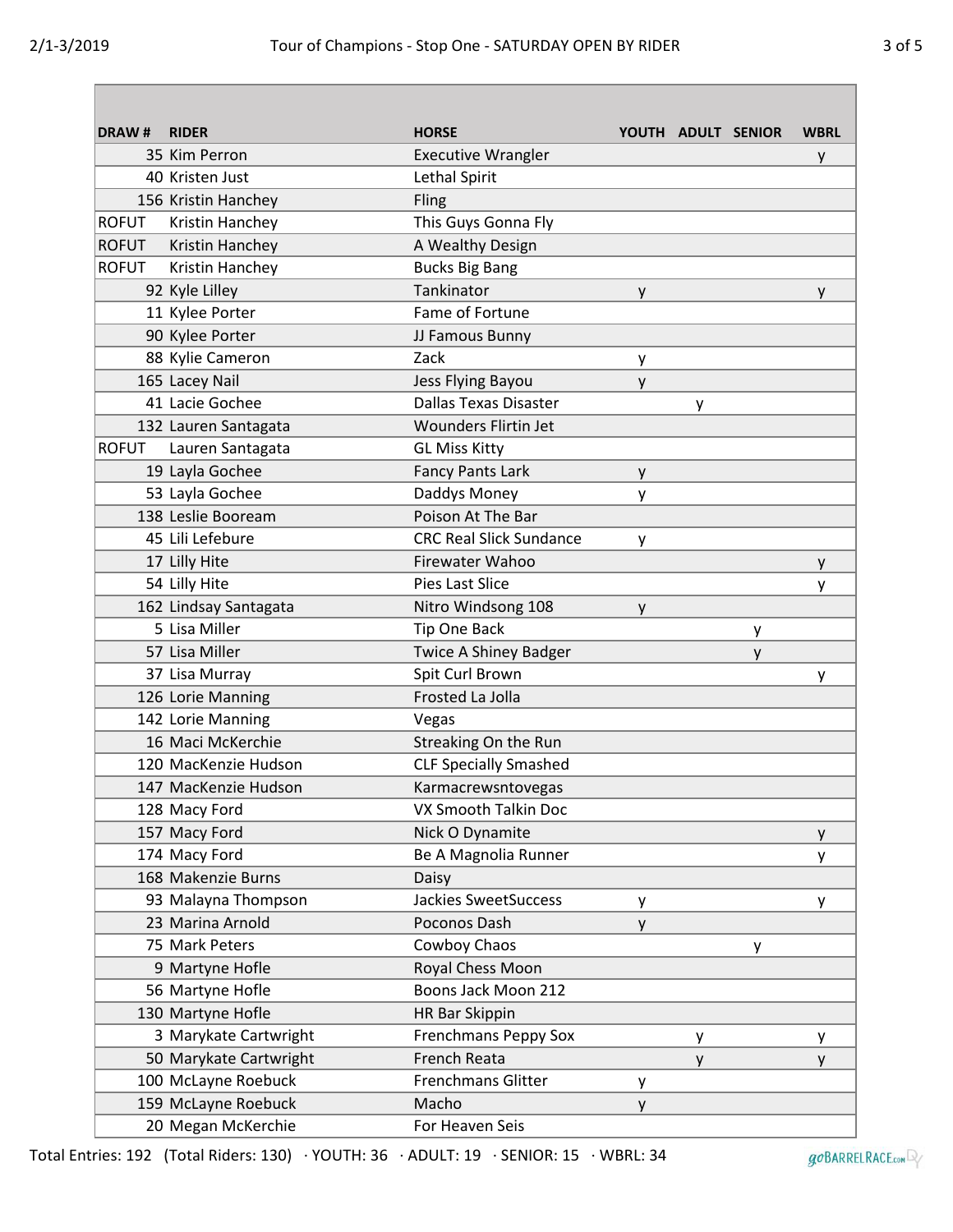| DRAW # | RIDER | HORSE | YOUTH | ADULT | SENIOR | WBRL |
|---|---|---|---|---|---|---|
| 35 | Kim Perron | Executive Wrangler | | | | y |
| 40 | Kristen Just | Lethal Spirit | | | | |
| 156 | Kristin Hanchey | Fling | | | | |
| ROFUT | Kristin Hanchey | This Guys Gonna Fly | | | | |
| ROFUT | Kristin Hanchey | A Wealthy Design | | | | |
| ROFUT | Kristin Hanchey | Bucks Big Bang | | | | |
| 92 | Kyle Lilley | Tankinator | y | | | y |
| 11 | Kylee Porter | Fame of Fortune | | | | |
| 90 | Kylee Porter | JJ Famous Bunny | | | | |
| 88 | Kylie Cameron | Zack | y | | | |
| 165 | Lacey Nail | Jess Flying Bayou | y | | | |
| 41 | Lacie Gochee | Dallas Texas Disaster | | y | | |
| 132 | Lauren Santagata | Wounders Flirtin Jet | | | | |
| ROFUT | Lauren Santagata | GL Miss Kitty | | | | |
| 19 | Layla Gochee | Fancy Pants Lark | y | | | |
| 53 | Layla Gochee | Daddys Money | y | | | |
| 138 | Leslie Booream | Poison At The Bar | | | | |
| 45 | Lili Lefebure | CRC Real Slick Sundance | y | | | |
| 17 | Lilly Hite | Firewater Wahoo | | | | y |
| 54 | Lilly Hite | Pies Last Slice | | | | y |
| 162 | Lindsay Santagata | Nitro Windsong 108 | y | | | |
| 5 | Lisa Miller | Tip One Back | | | y | |
| 57 | Lisa Miller | Twice A Shiney Badger | | | y | |
| 37 | Lisa Murray | Spit Curl Brown | | | | y |
| 126 | Lorie Manning | Frosted La Jolla | | | | |
| 142 | Lorie Manning | Vegas | | | | |
| 16 | Maci McKerchie | Streaking On the Run | | | | |
| 120 | MacKenzie Hudson | CLF Specially Smashed | | | | |
| 147 | MacKenzie Hudson | Karmacrewsntovegas | | | | |
| 128 | Macy Ford | VX Smooth Talkin Doc | | | | |
| 157 | Macy Ford | Nick O Dynamite | | | | y |
| 174 | Macy Ford | Be A Magnolia Runner | | | | y |
| 168 | Makenzie Burns | Daisy | | | | |
| 93 | Malayna Thompson | Jackies SweetSuccess | y | | | y |
| 23 | Marina Arnold | Poconos Dash | y | | | |
| 75 | Mark Peters | Cowboy Chaos | | | y | |
| 9 | Martyne Hofle | Royal Chess Moon | | | | |
| 56 | Martyne Hofle | Boons Jack Moon 212 | | | | |
| 130 | Martyne Hofle | HR Bar Skippin | | | | |
| 3 | Marykate Cartwright | Frenchmans Peppy Sox | | y | | y |
| 50 | Marykate Cartwright | French Reata | | y | | y |
| 100 | McLayne Roebuck | Frenchmans Glitter | y | | | |
| 159 | McLayne Roebuck | Macho | y | | | |
| 20 | Megan McKerchie | For Heaven Seis | | | | |

Total Entries: 192 (Total Riders: 130) · YOUTH: 36 · ADULT: 19 · SENIOR: 15 · WBRL: 34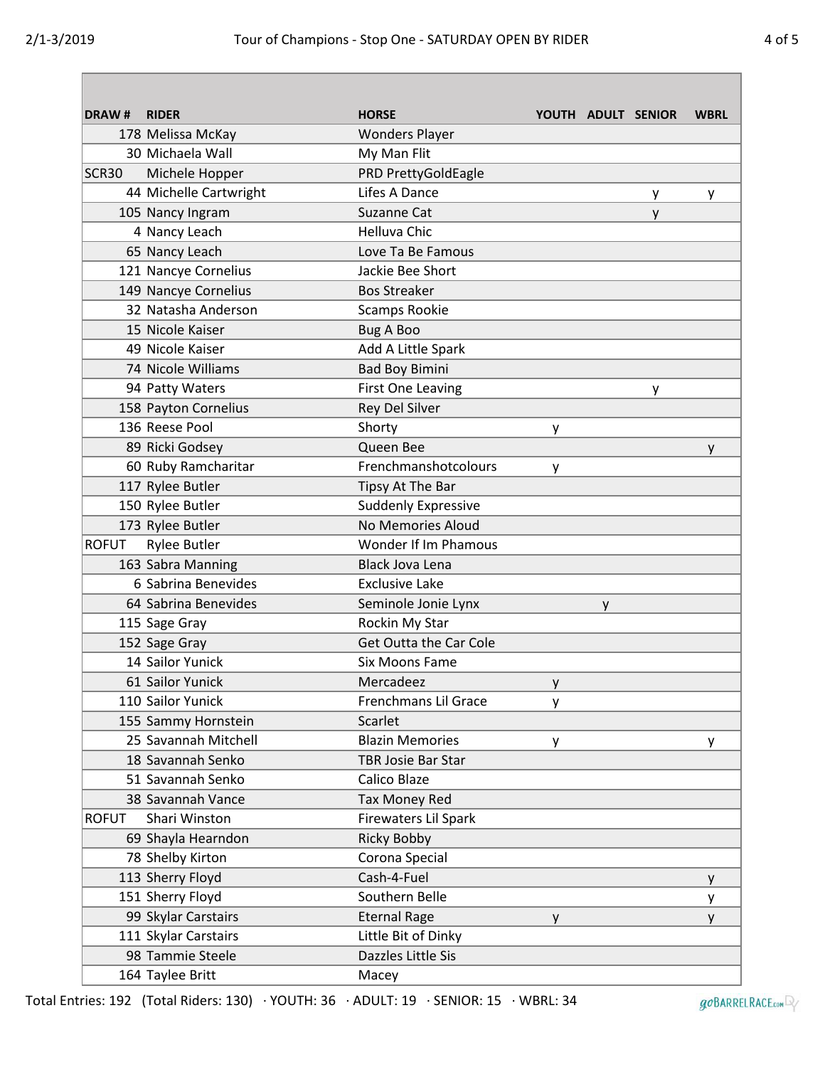| DRAW # | RIDER | HORSE | YOUTH | ADULT | SENIOR | WBRL |
|---|---|---|---|---|---|---|
| 178 | Melissa McKay | Wonders Player | | | | |
| 30 | Michaela Wall | My Man Flit | | | | |
| SCR30 | Michele Hopper | PRD PrettyGoldEagle | | | | |
| 44 | Michelle Cartwright | Lifes A Dance | | | y | y |
| 105 | Nancy Ingram | Suzanne Cat | | | y | |
| 4 | Nancy Leach | Helluva Chic | | | | |
| 65 | Nancy Leach | Love Ta Be Famous | | | | |
| 121 | Nancye Cornelius | Jackie Bee Short | | | | |
| 149 | Nancye Cornelius | Bos Streaker | | | | |
| 32 | Natasha Anderson | Scamps Rookie | | | | |
| 15 | Nicole Kaiser | Bug A Boo | | | | |
| 49 | Nicole Kaiser | Add A Little Spark | | | | |
| 74 | Nicole Williams | Bad Boy Bimini | | | | |
| 94 | Patty Waters | First One Leaving | | | y | |
| 158 | Payton Cornelius | Rey Del Silver | | | | |
| 136 | Reese Pool | Shorty | y | | | |
| 89 | Ricki Godsey | Queen Bee | | | | y |
| 60 | Ruby Ramcharitar | Frenchmanshotcolours | y | | | |
| 117 | Rylee Butler | Tipsy At The Bar | | | | |
| 150 | Rylee Butler | Suddenly Expressive | | | | |
| 173 | Rylee Butler | No Memories Aloud | | | | |
| ROFUT | Rylee Butler | Wonder If Im Phamous | | | | |
| 163 | Sabra Manning | Black Jova Lena | | | | |
| 6 | Sabrina Benevides | Exclusive Lake | | | | |
| 64 | Sabrina Benevides | Seminole Jonie Lynx | | y | | |
| 115 | Sage Gray | Rockin My Star | | | | |
| 152 | Sage Gray | Get Outta the Car Cole | | | | |
| 14 | Sailor Yunick | Six Moons Fame | | | | |
| 61 | Sailor Yunick | Mercadeez | y | | | |
| 110 | Sailor Yunick | Frenchmans Lil Grace | y | | | |
| 155 | Sammy Hornstein | Scarlet | | | | |
| 25 | Savannah Mitchell | Blazin Memories | y | | | y |
| 18 | Savannah Senko | TBR Josie Bar Star | | | | |
| 51 | Savannah Senko | Calico Blaze | | | | |
| 38 | Savannah Vance | Tax Money Red | | | | |
| ROFUT | Shari Winston | Firewaters Lil Spark | | | | |
| 69 | Shayla Hearndon | Ricky Bobby | | | | |
| 78 | Shelby Kirton | Corona Special | | | | |
| 113 | Sherry Floyd | Cash-4-Fuel | | | | y |
| 151 | Sherry Floyd | Southern Belle | | | | y |
| 99 | Skylar Carstairs | Eternal Rage | y | | | y |
| 111 | Skylar Carstairs | Little Bit of Dinky | | | | |
| 98 | Tammie Steele | Dazzles Little Sis | | | | |
| 164 | Taylee Britt | Macey | | | | |

Total Entries: 192 (Total Riders: 130) · YOUTH: 36 · ADULT: 19 · SENIOR: 15 · WBRL: 34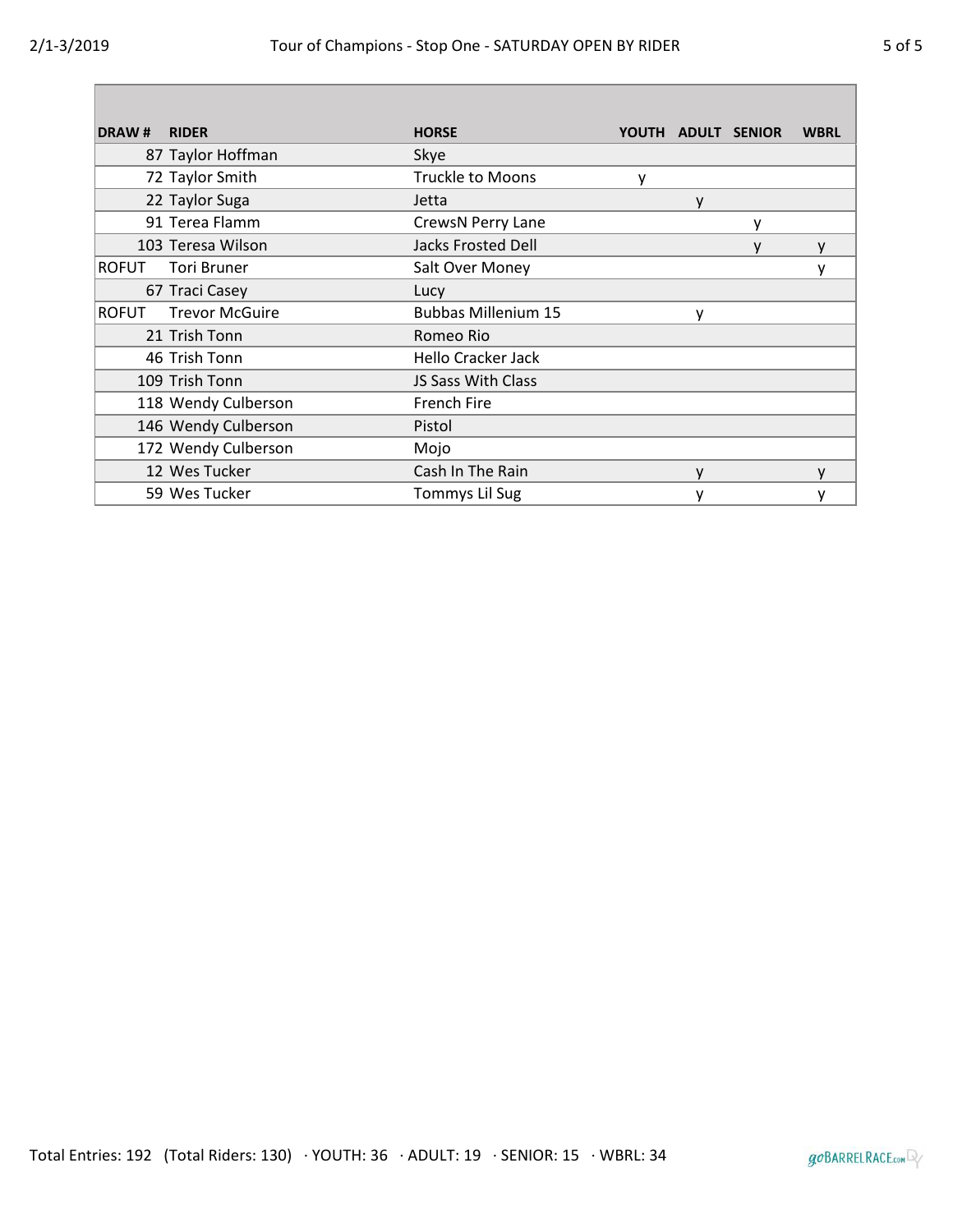| DRAW # | RIDER | HORSE | YOUTH | ADULT | SENIOR | WBRL |
|---|---|---|---|---|---|---|
| 87 | Taylor Hoffman | Skye | | | | |
| 72 | Taylor Smith | Truckle to Moons | y | | | |
| 22 | Taylor Suga | Jetta | | y | | |
| 91 | Terea Flamm | CrewsN Perry Lane | | | y | |
| 103 | Teresa Wilson | Jacks Frosted Dell | | | y | y |
| ROFUT | Tori Bruner | Salt Over Money | | | | y |
| 67 | Traci Casey | Lucy | | | | |
| ROFUT | Trevor McGuire | Bubbas Millenium 15 | | y | | |
| 21 | Trish Tonn | Romeo Rio | | | | |
| 46 | Trish Tonn | Hello Cracker Jack | | | | |
| 109 | Trish Tonn | JS Sass With Class | | | | |
| 118 | Wendy Culberson | French Fire | | | | |
| 146 | Wendy Culberson | Pistol | | | | |
| 172 | Wendy Culberson | Mojo | | | | |
| 12 | Wes Tucker | Cash In The Rain | | y | | y |
| 59 | Wes Tucker | Tommys Lil Sug | | y | | y |

Total Entries: 192 (Total Riders: 130) · YOUTH: 36 · ADULT: 19 · SENIOR: 15 · WBRL: 34